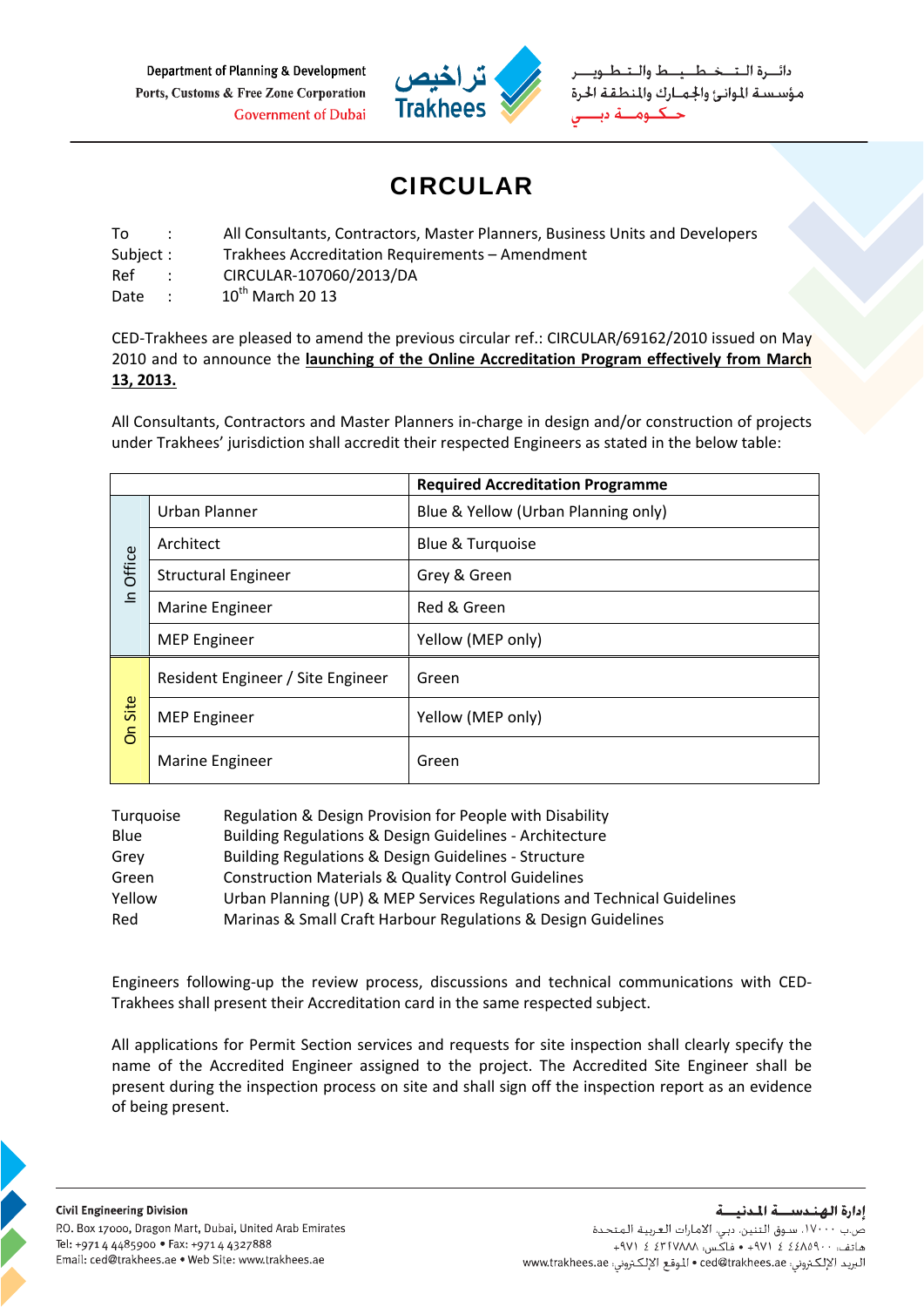Department of Planning & Development
Ports, Customs & Free Zone Corporation
Government of Dubai

تراخيص Trakhees

دائـــرة الــتـــخـــطـــيـــط والــتـــطـــويـــر
مؤسسة الموانئ والجمارك والمنطقة الحرة
حـــكـــومــة دبـــي

# CIRCULAR

To : All Consultants, Contractors, Master Planners, Business Units and Developers
Subject : Trakhees Accreditation Requirements – Amendment
Ref : CIRCULAR-107060/2013/DA
Date : 10th March 20 13

CED-Trakhees are pleased to amend the previous circular ref.: CIRCULAR/69162/2010 issued on May 2010 and to announce the **launching of the Online Accreditation Program effectively from March 13, 2013.**

All Consultants, Contractors and Master Planners in-charge in design and/or construction of projects under Trakhees' jurisdiction shall accredit their respected Engineers as stated in the below table:

| | | Required Accreditation Programme |
|---|---|---|
| In Office | Urban Planner | Blue & Yellow (Urban Planning only) |
| | Architect | Blue & Turquoise |
| | Structural Engineer | Grey & Green |
| | Marine Engineer | Red & Green |
| | MEP Engineer | Yellow (MEP only) |
| On Site | Resident Engineer / Site Engineer | Green |
| | MEP Engineer | Yellow (MEP only) |
| | Marine Engineer | Green |

| | |
|---|---|
| Turquoise | Regulation & Design Provision for People with Disability |
| Blue | Building Regulations & Design Guidelines - Architecture |
| Grey | Building Regulations & Design Guidelines - Structure |
| Green | Construction Materials & Quality Control Guidelines |
| Yellow | Urban Planning (UP) & MEP Services Regulations and Technical Guidelines |
| Red | Marinas & Small Craft Harbour Regulations & Design Guidelines |

Engineers following-up the review process, discussions and technical communications with CED-Trakhees shall present their Accreditation card in the same respected subject.

All applications for Permit Section services and requests for site inspection shall clearly specify the name of the Accredited Engineer assigned to the project. The Accredited Site Engineer shall be present during the inspection process on site and shall sign off the inspection report as an evidence of being present.

**Civil Engineering Division**
P.O. Box 17000, Dragon Mart, Dubai, United Arab Emirates
Tel: +971 4 4485900 • Fax: +971 4 4327888
Email: ced@trakhees.ae • Web Site: www.trakhees.ae

**إدارة الهندســـة المدنيـــة**
ص.ب ١٧٠٠٠، سوق التنين، دبي، الامارات العربية المتحدة
هاتف: ٤٤٨٥٩٠٠ ٤ ٩٧١+ • فاكس: ٤٣٢٧٨٨٨ ٤ ٩٧١+
البريد الإلكتروني: ced@trakhees.ae • الموقع الإلكتروني: www.trakhees.ae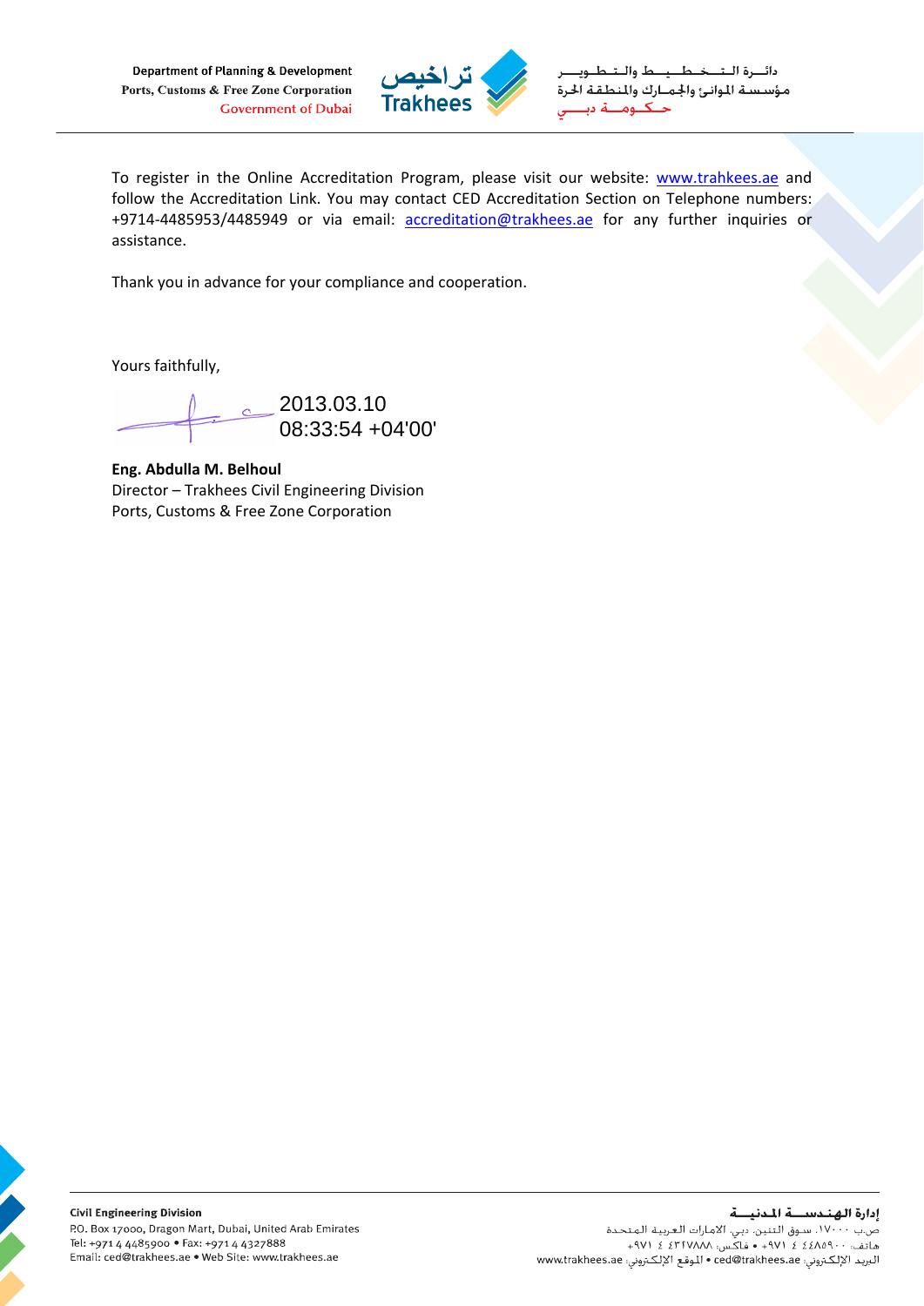To register in the Online Accreditation Program, please visit our website: www.trahkees.ae and follow the Accreditation Link. You may contact CED Accreditation Section on Telephone numbers: +9714-4485953/4485949 or via email: accreditation@trakhees.ae for any further inquiries or assistance.

Thank you in advance for your compliance and cooperation.

Yours faithfully,

2013.03.10
08:33:54 +04'00'

**Eng. Abdulla M. Belhoul**
Director – Trakhees Civil Engineering Division
Ports, Customs & Free Zone Corporation